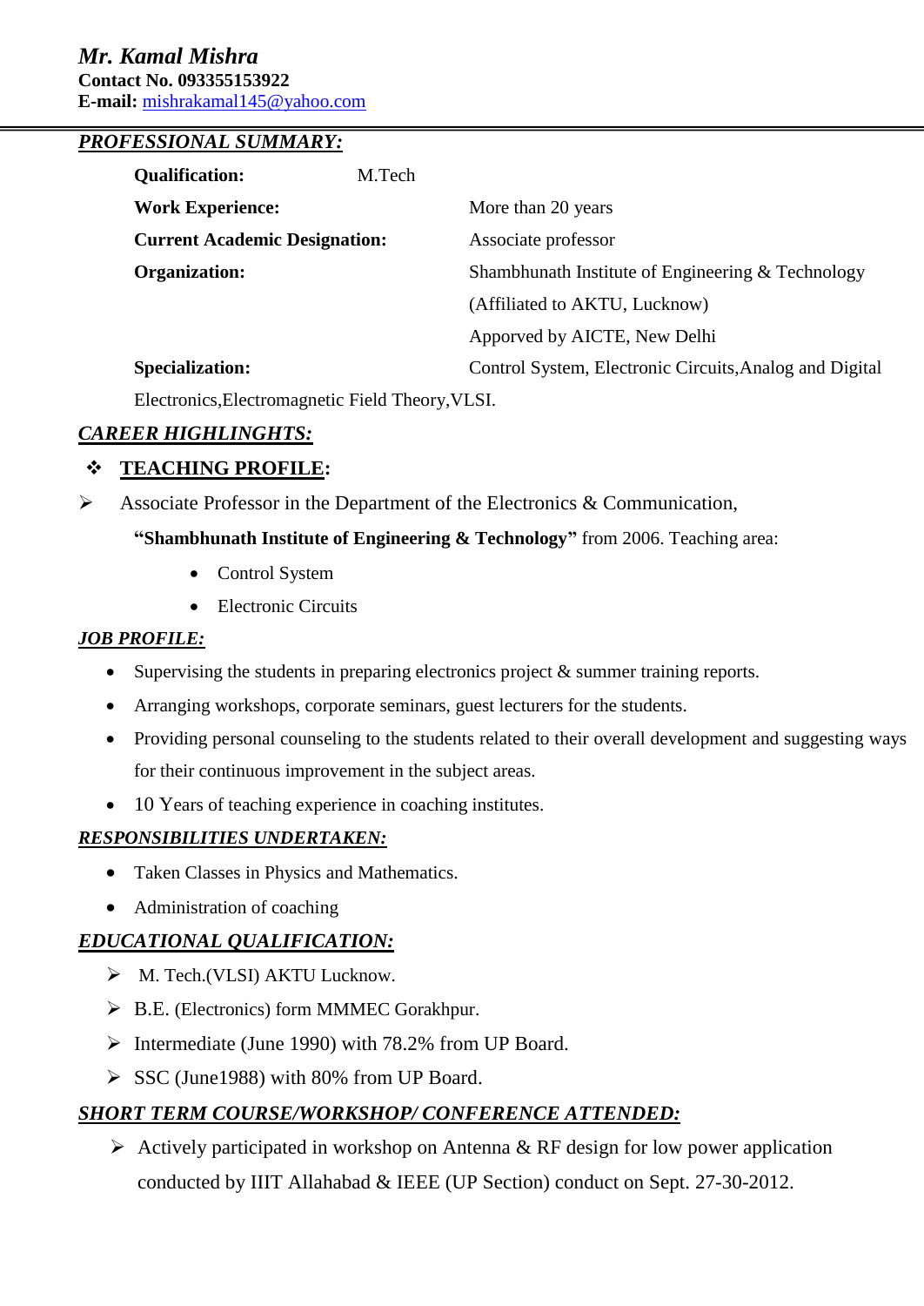***Mr. Kamal Mishra***
**Contact No. 093355153922**
**E-mail:** mishrakamal145@yahoo.com

---

## ***PROFESSIONAL SUMMARY:***

**Qualification:** M.Tech

**Work Experience:** More than 20 years

**Current Academic Designation:** Associate professor

**Organization:** Shambhunath Institute of Engineering & Technology (Affiliated to AKTU, Lucknow) Apporved by AICTE, New Delhi

**Specialization:** Control System, Electronic Circuits,Analog and Digital Electronics,Electromagnetic Field Theory,VLSI.

## ***CAREER HIGHLINGHTS:***

### ❖ TEACHING PROFILE:

- Associate Professor in the Department of the Electronics & Communication, **"Shambhunath Institute of Engineering & Technology"** from 2006. Teaching area:
  - Control System
  - Electronic Circuits

## ***JOB PROFILE:***

- Supervising the students in preparing electronics project & summer training reports.
- Arranging workshops, corporate seminars, guest lecturers for the students.
- Providing personal counseling to the students related to their overall development and suggesting ways for their continuous improvement in the subject areas.
- 10 Years of teaching experience in coaching institutes.

## ***RESPONSIBILITIES UNDERTAKEN:***

- Taken Classes in Physics and Mathematics.
- Administration of coaching

## ***EDUCATIONAL QUALIFICATION:***

- M. Tech.(VLSI) AKTU Lucknow.
- B.E. (Electronics) form MMMEC Gorakhpur.
- Intermediate (June 1990) with 78.2% from UP Board.
- SSC (June1988) with 80% from UP Board.

## ***SHORT TERM COURSE/WORKSHOP/ CONFERENCE ATTENDED:***

- Actively participated in workshop on Antenna & RF design for low power application conducted by IIIT Allahabad & IEEE (UP Section) conduct on Sept. 27-30-2012.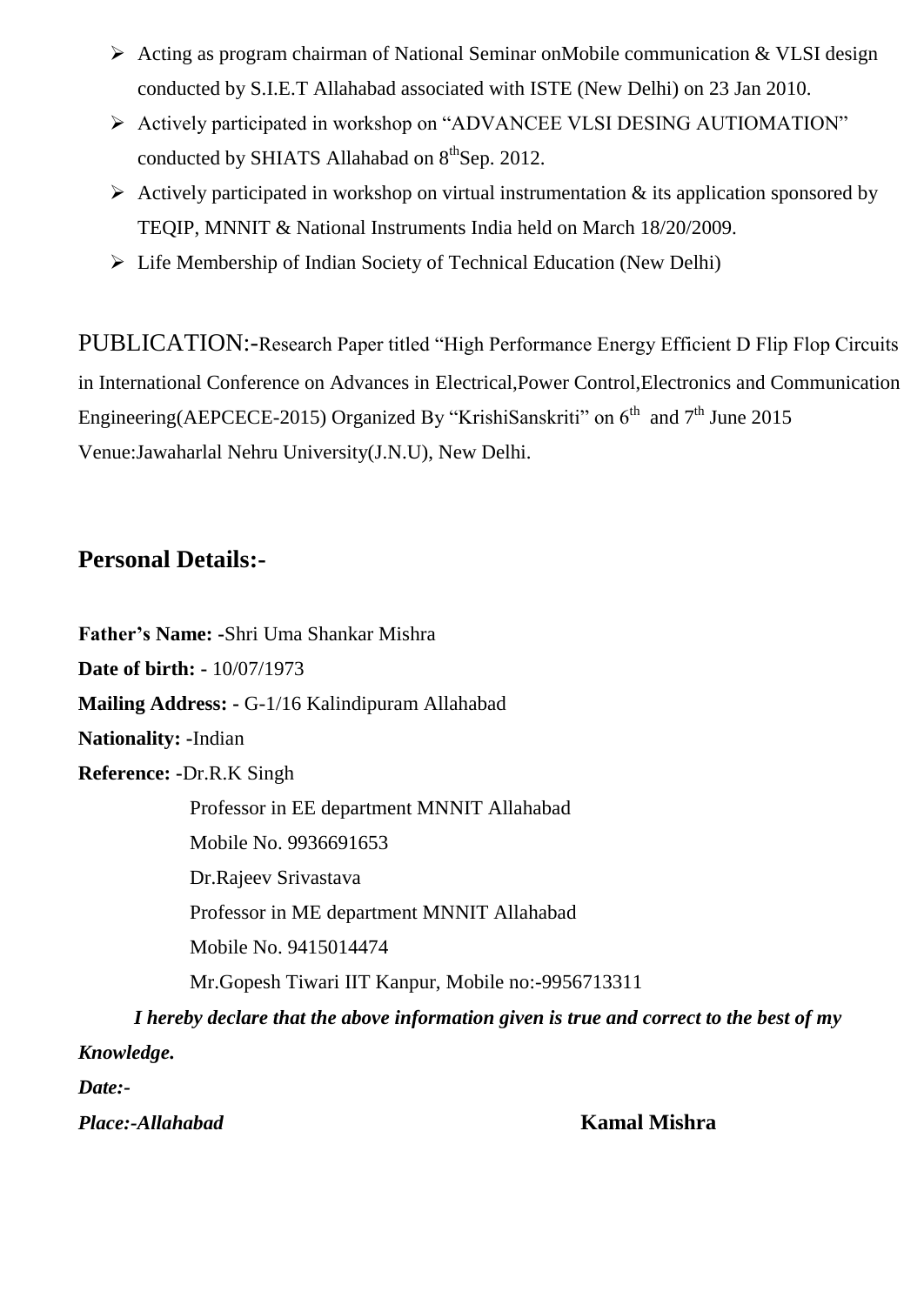- Acting as program chairman of National Seminar onMobile communication & VLSI design conducted by S.I.E.T Allahabad associated with ISTE (New Delhi) on 23 Jan 2010.
- Actively participated in workshop on "ADVANCEE VLSI DESING AUTIOMATION" conducted by SHIATS Allahabad on 8thSep. 2012.
- Actively participated in workshop on virtual instrumentation & its application sponsored by TEQIP, MNNIT & National Instruments India held on March 18/20/2009.
- Life Membership of Indian Society of Technical Education (New Delhi)

PUBLICATION:-Research Paper titled "High Performance Energy Efficient D Flip Flop Circuits in International Conference on Advances in Electrical,Power Control,Electronics and Communication Engineering(AEPCECE-2015) Organized By "KrishiSanskriti" on 6th and 7th June 2015 Venue:Jawaharlal Nehru University(J.N.U), New Delhi.

## Personal Details:-

**Father's Name: -**Shri Uma Shankar Mishra

**Date of birth: -** 10/07/1973

**Mailing Address: -** G-1/16 Kalindipuram Allahabad

**Nationality: -**Indian

**Reference: -**Dr.R.K Singh

Professor in EE department MNNIT Allahabad

Mobile No. 9936691653

Dr.Rajeev Srivastava

Professor in ME department MNNIT Allahabad

Mobile No. 9415014474

Mr.Gopesh Tiwari IIT Kanpur, Mobile no:-9956713311

***I hereby declare that the above information given is true and correct to the best of my Knowledge.***

***Date:-***

***Place:-Allahabad*** **Kamal Mishra**